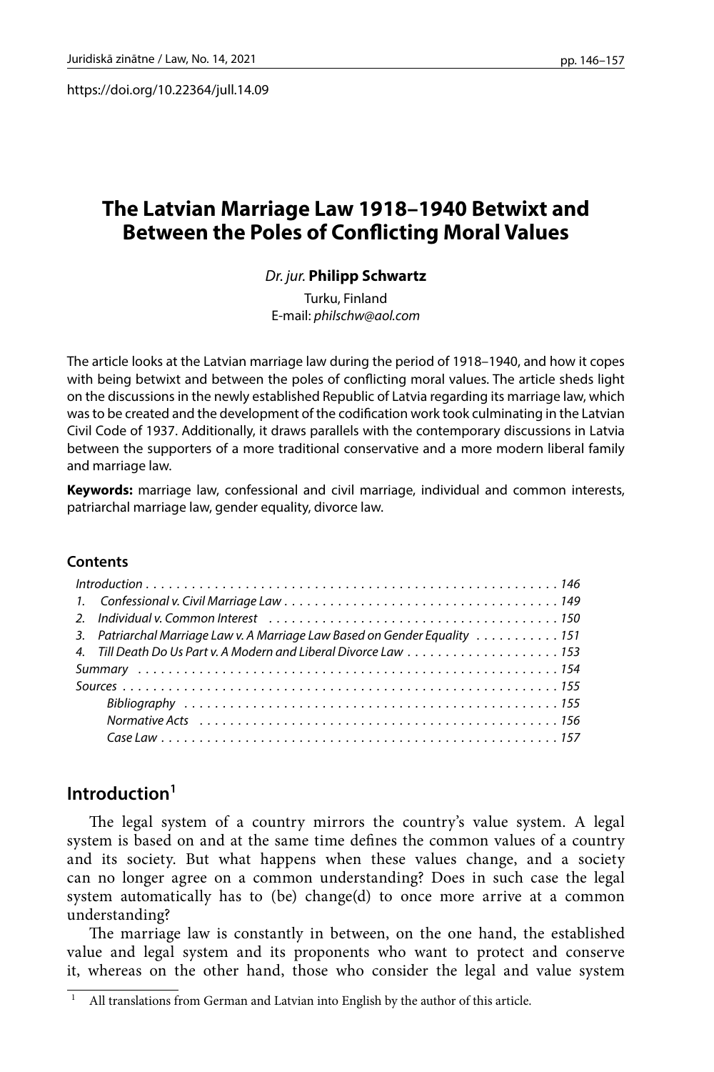https://doi.org/10.22364/jull.14.09

# The Latvian Marriage Law 1918–1940 Betwixt and Between the Poles of Conflicting Moral Values

*Dr. jur.* **Philipp Schwartz**

Turku, Finland
E-mail: *philschw@aol.com*

The article looks at the Latvian marriage law during the period of 1918–1940, and how it copes with being betwixt and between the poles of conflicting moral values. The article sheds light on the discussions in the newly established Republic of Latvia regarding its marriage law, which was to be created and the development of the codification work took culminating in the Latvian Civil Code of 1937. Additionally, it draws parallels with the contemporary discussions in Latvia between the supporters of a more traditional conservative and a more modern liberal family and marriage law.

**Keywords:** marriage law, confessional and civil marriage, individual and common interests, patriarchal marriage law, gender equality, divorce law.

**Contents**

*Introduction . . . 146*
*1. Confessional v. Civil Marriage Law . . . 149*
*2. Individual v. Common Interest . . . 150*
*3. Patriarchal Marriage Law v. A Marriage Law Based on Gender Equality . . . 151*
*4. Till Death Do Us Part v. A Modern and Liberal Divorce Law . . . 153*
*Summary . . . 154*
*Sources . . . 155*
*Bibliography . . . 155*
*Normative Acts . . . 156*
*Case Law . . . 157*

## Introduction[1]

The legal system of a country mirrors the country's value system. A legal system is based on and at the same time defines the common values of a country and its society. But what happens when these values change, and a society can no longer agree on a common understanding? Does in such case the legal system automatically has to (be) change(d) to once more arrive at a common understanding?

The marriage law is constantly in between, on the one hand, the established value and legal system and its proponents who want to protect and conserve it, whereas on the other hand, those who consider the legal and value system

[1] All translations from German and Latvian into English by the author of this article.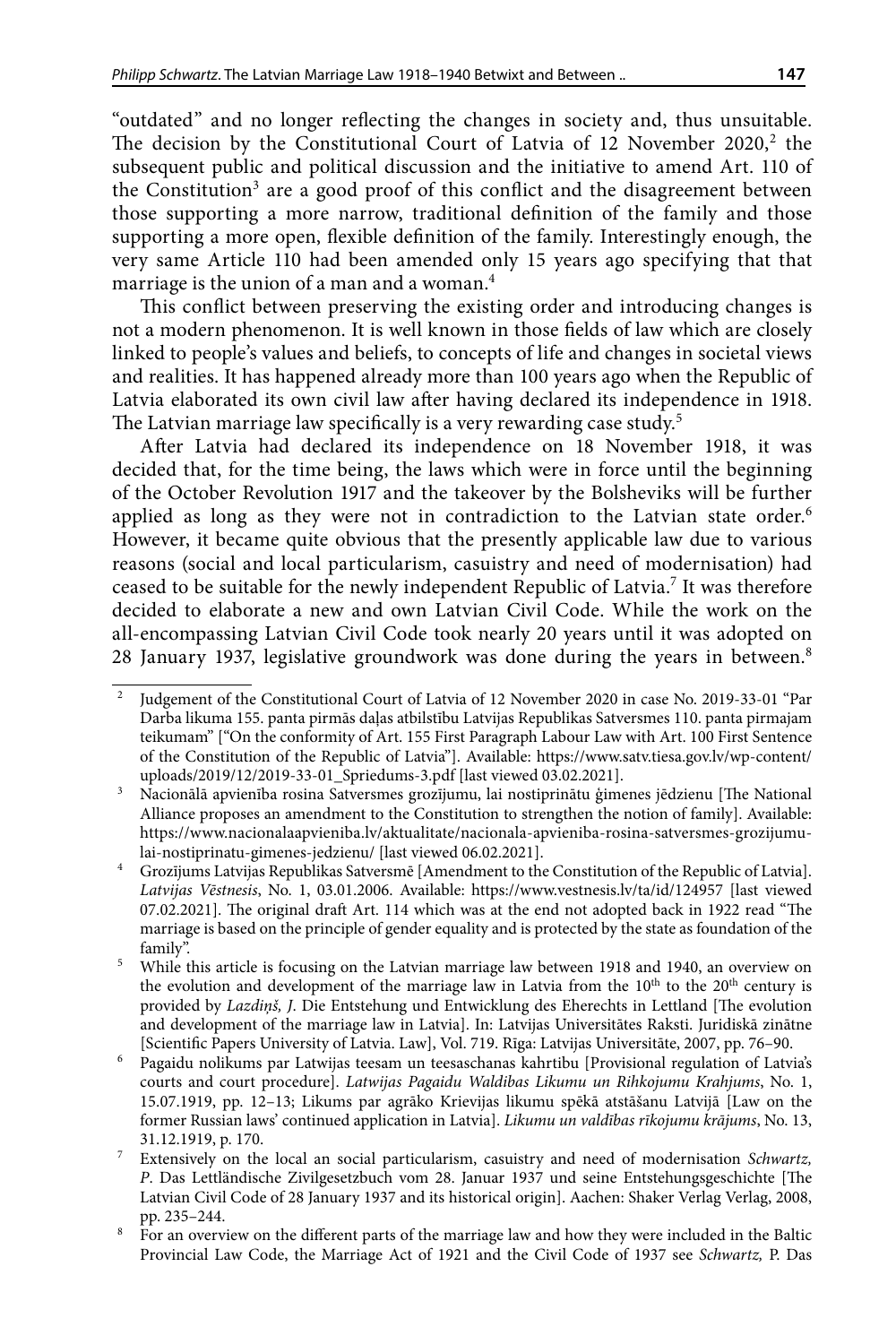"outdated" and no longer reflecting the changes in society and, thus unsuitable. The decision by the Constitutional Court of Latvia of 12 November 2020,[2] the subsequent public and political discussion and the initiative to amend Art. 110 of the Constitution[3] are a good proof of this conflict and the disagreement between those supporting a more narrow, traditional definition of the family and those supporting a more open, flexible definition of the family. Interestingly enough, the very same Article 110 had been amended only 15 years ago specifying that that marriage is the union of a man and a woman.[4]

This conflict between preserving the existing order and introducing changes is not a modern phenomenon. It is well known in those fields of law which are closely linked to people's values and beliefs, to concepts of life and changes in societal views and realities. It has happened already more than 100 years ago when the Republic of Latvia elaborated its own civil law after having declared its independence in 1918. The Latvian marriage law specifically is a very rewarding case study.[5]

After Latvia had declared its independence on 18 November 1918, it was decided that, for the time being, the laws which were in force until the beginning of the October Revolution 1917 and the takeover by the Bolsheviks will be further applied as long as they were not in contradiction to the Latvian state order.[6] However, it became quite obvious that the presently applicable law due to various reasons (social and local particularism, casuistry and need of modernisation) had ceased to be suitable for the newly independent Republic of Latvia.[7] It was therefore decided to elaborate a new and own Latvian Civil Code. While the work on the all-encompassing Latvian Civil Code took nearly 20 years until it was adopted on 28 January 1937, legislative groundwork was done during the years in between.[8]

---

[2] Judgement of the Constitutional Court of Latvia of 12 November 2020 in case No. 2019-33-01 "Par Darba likuma 155. panta pirmās daļas atbilstību Latvijas Republikas Satversmes 110. panta pirmajam teikumam" ["On the conformity of Art. 155 First Paragraph Labour Law with Art. 100 First Sentence of the Constitution of the Republic of Latvia"]. Available: https://www.satv.tiesa.gov.lv/wp-content/uploads/2019/12/2019-33-01_Spriedums-3.pdf [last viewed 03.02.2021].

[3] Nacionālā apvienība rosina Satversmes grozījumu, lai nostiprinātu ģimenes jēdzienu [The National Alliance proposes an amendment to the Constitution to strengthen the notion of family]. Available: https://www.nacionalaapvieniba.lv/aktualitate/nacionala-apvieniba-rosina-satversmes-grozijumu-lai-nostiprinatu-gimenes-jedzienu/ [last viewed 06.02.2021].

[4] Grozījums Latvijas Republikas Satversmē [Amendment to the Constitution of the Republic of Latvia]. *Latvijas Vēstnesis*, No. 1, 03.01.2006. Available: https://www.vestnesis.lv/ta/id/124957 [last viewed 07.02.2021]. The original draft Art. 114 which was at the end not adopted back in 1922 read "The marriage is based on the principle of gender equality and is protected by the state as foundation of the family".

[5] While this article is focusing on the Latvian marriage law between 1918 and 1940, an overview on the evolution and development of the marriage law in Latvia from the 10th to the 20th century is provided by *Lazdiņš, J*. Die Entstehung und Entwicklung des Eherechts in Lettland [The evolution and development of the marriage law in Latvia]. In: Latvijas Universitātes Raksti. Juridiskā zinātne [Scientific Papers University of Latvia. Law], Vol. 719. Rīga: Latvijas Universitāte, 2007, pp. 76–90.

[6] Pagaidu nolikums par Latvijas teesam un teesaschanas kahrtibu [Provisional regulation of Latvia's courts and court procedure]. *Latwijas Pagaidu Waldibas Likumu un Rihkojumu Krahjums*, No. 1, 15.07.1919, pp. 12–13; Likums par agrāko Krievijas likumu spēkā atstāšanu Latvijā [Law on the former Russian laws' continued application in Latvia]. *Likumu un valdības rīkojumu krājums*, No. 13, 31.12.1919, p. 170.

[7] Extensively on the local an social particularism, casuistry and need of modernisation *Schwartz, P*. Das Lettländische Zivilgesetzbuch vom 28. Januar 1937 und seine Entstehungsgeschichte [The Latvian Civil Code of 28 January 1937 and its historical origin]. Aachen: Shaker Verlag Verlag, 2008, pp. 235–244.

[8] For an overview on the different parts of the marriage law and how they were included in the Baltic Provincial Law Code, the Marriage Act of 1921 and the Civil Code of 1937 see *Schwartz,* P. Das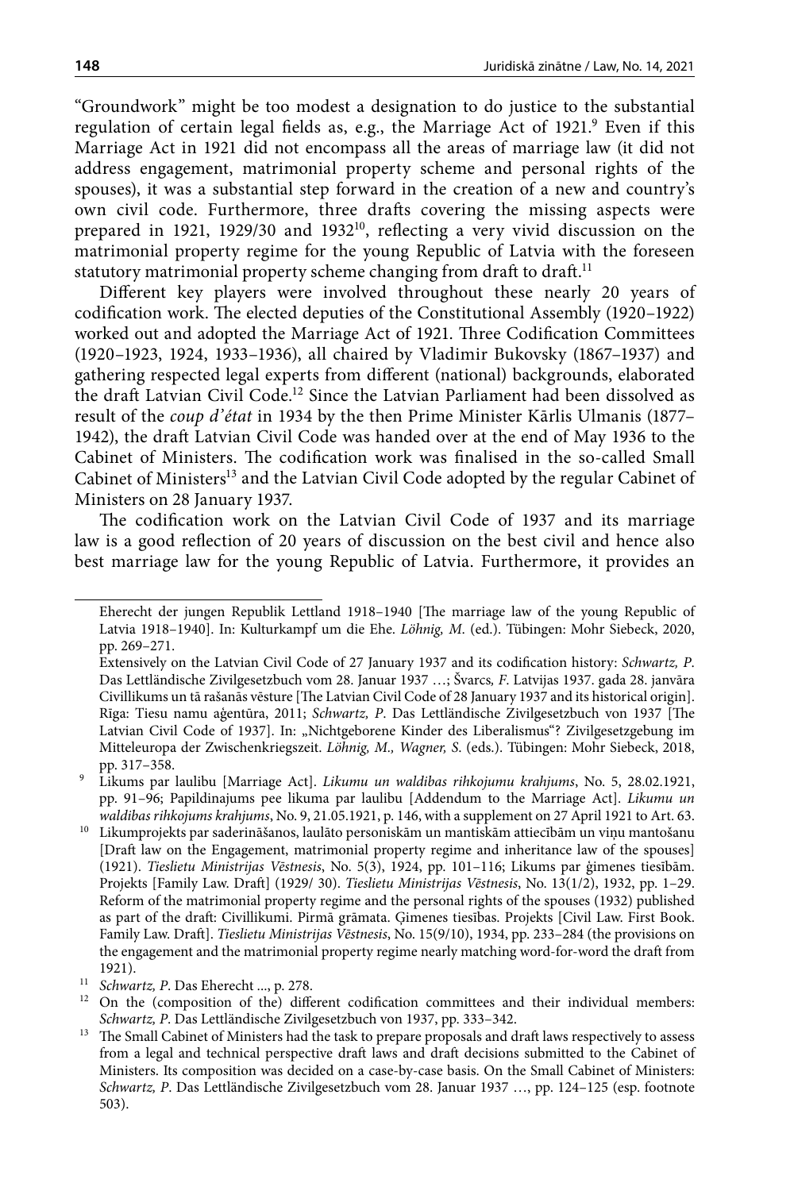"Groundwork" might be too modest a designation to do justice to the substantial regulation of certain legal fields as, e.g., the Marriage Act of 1921.[9] Even if this Marriage Act in 1921 did not encompass all the areas of marriage law (it did not address engagement, matrimonial property scheme and personal rights of the spouses), it was a substantial step forward in the creation of a new and country's own civil code. Furthermore, three drafts covering the missing aspects were prepared in 1921, 1929/30 and 1932[10], reflecting a very vivid discussion on the matrimonial property regime for the young Republic of Latvia with the foreseen statutory matrimonial property scheme changing from draft to draft.[11]

Different key players were involved throughout these nearly 20 years of codification work. The elected deputies of the Constitutional Assembly (1920–1922) worked out and adopted the Marriage Act of 1921. Three Codification Committees (1920–1923, 1924, 1933–1936), all chaired by Vladimir Bukovsky (1867–1937) and gathering respected legal experts from different (national) backgrounds, elaborated the draft Latvian Civil Code.[12] Since the Latvian Parliament had been dissolved as result of the *coup d'état* in 1934 by the then Prime Minister Kārlis Ulmanis (1877–1942), the draft Latvian Civil Code was handed over at the end of May 1936 to the Cabinet of Ministers. The codification work was finalised in the so-called Small Cabinet of Ministers[13] and the Latvian Civil Code adopted by the regular Cabinet of Ministers on 28 January 1937.

The codification work on the Latvian Civil Code of 1937 and its marriage law is a good reflection of 20 years of discussion on the best civil and hence also best marriage law for the young Republic of Latvia. Furthermore, it provides an

---

Eherecht der jungen Republik Lettland 1918–1940 [The marriage law of the young Republic of Latvia 1918–1940]. In: Kulturkampf um die Ehe. *Löhnig, M*. (ed.). Tübingen: Mohr Siebeck, 2020, pp. 269–271.

Extensively on the Latvian Civil Code of 27 January 1937 and its codification history: *Schwartz, P*. Das Lettländische Zivilgesetzbuch vom 28. Januar 1937 …; Švarcs*, F*. Latvijas 1937. gada 28. janvāra Civillikums un tā rašanās vēsture [The Latvian Civil Code of 28 January 1937 and its historical origin]. Rīga: Tiesu namu aģentūra, 2011; *Schwartz, P*. Das Lettländische Zivilgesetzbuch von 1937 [The Latvian Civil Code of 1937]. In: „Nichtgeborene Kinder des Liberalismus"? Zivilgesetzgebung im Mitteleuropa der Zwischenkriegszeit. *Löhnig, M., Wagner, S*. (eds.). Tübingen: Mohr Siebeck, 2018, pp. 317–358.

[9] Likums par laulibu [Marriage Act]. *Likumu un waldibas rihkojumu krahjums*, No. 5, 28.02.1921, pp. 91–96; Papildinajums pee likuma par laulibu [Addendum to the Marriage Act]. *Likumu un waldibas rihkojums krahjums*, No. 9, 21.05.1921, p. 146, with a supplement on 27 April 1921 to Art. 63.

[10] Likumprojekts par saderināšanos, laulāto personiskām un mantiskām attiecībām un viņu mantošanu [Draft law on the Engagement, matrimonial property regime and inheritance law of the spouses] (1921). *Tieslietu Ministrijas Vēstnesis*, No. 5(3), 1924, pp. 101–116; Likums par ģimenes tiesībām. Projekts [Family Law. Draft] (1929/ 30). *Tieslietu Ministrijas Vēstnesis*, No. 13(1/2), 1932, pp. 1–29. Reform of the matrimonial property regime and the personal rights of the spouses (1932) published as part of the draft: Civillikumi. Pirmā grāmata. Ģimenes tiesības. Projekts [Civil Law. First Book. Family Law. Draft]. *Tieslietu Ministrijas Vēstnesis*, No. 15(9/10), 1934, pp. 233–284 (the provisions on the engagement and the matrimonial property regime nearly matching word-for-word the draft from 1921).

[11] *Schwartz, P*. Das Eherecht ..., p. 278.

[12] On the (composition of the) different codification committees and their individual members: *Schwartz, P*. Das Lettländische Zivilgesetzbuch von 1937, pp. 333–342.

[13] The Small Cabinet of Ministers had the task to prepare proposals and draft laws respectively to assess from a legal and technical perspective draft laws and draft decisions submitted to the Cabinet of Ministers. Its composition was decided on a case-by-case basis. On the Small Cabinet of Ministers: *Schwartz, P*. Das Lettländische Zivilgesetzbuch vom 28. Januar 1937 …, pp. 124–125 (esp. footnote 503).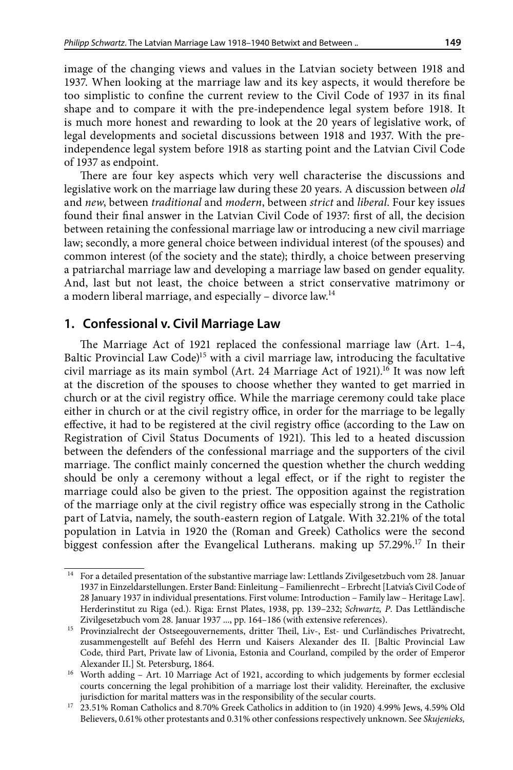image of the changing views and values in the Latvian society between 1918 and 1937. When looking at the marriage law and its key aspects, it would therefore be too simplistic to confine the current review to the Civil Code of 1937 in its final shape and to compare it with the pre-independence legal system before 1918. It is much more honest and rewarding to look at the 20 years of legislative work, of legal developments and societal discussions between 1918 and 1937. With the pre-independence legal system before 1918 as starting point and the Latvian Civil Code of 1937 as endpoint.

There are four key aspects which very well characterise the discussions and legislative work on the marriage law during these 20 years. A discussion between *old* and *new*, between *traditional* and *modern*, between *strict* and *liberal*. Four key issues found their final answer in the Latvian Civil Code of 1937: first of all, the decision between retaining the confessional marriage law or introducing a new civil marriage law; secondly, a more general choice between individual interest (of the spouses) and common interest (of the society and the state); thirdly, a choice between preserving a patriarchal marriage law and developing a marriage law based on gender equality. And, last but not least, the choice between a strict conservative matrimony or a modern liberal marriage, and especially – divorce law.[14]

## 1. Confessional v. Civil Marriage Law

The Marriage Act of 1921 replaced the confessional marriage law (Art. 1–4, Baltic Provincial Law Code)[15] with a civil marriage law, introducing the facultative civil marriage as its main symbol (Art. 24 Marriage Act of 1921).[16] It was now left at the discretion of the spouses to choose whether they wanted to get married in church or at the civil registry office. While the marriage ceremony could take place either in church or at the civil registry office, in order for the marriage to be legally effective, it had to be registered at the civil registry office (according to the Law on Registration of Civil Status Documents of 1921). This led to a heated discussion between the defenders of the confessional marriage and the supporters of the civil marriage. The conflict mainly concerned the question whether the church wedding should be only a ceremony without a legal effect, or if the right to register the marriage could also be given to the priest. The opposition against the registration of the marriage only at the civil registry office was especially strong in the Catholic part of Latvia, namely, the south-eastern region of Latgale. With 32.21% of the total population in Latvia in 1920 the (Roman and Greek) Catholics were the second biggest confession after the Evangelical Lutherans. making up 57.29%.[17] In their

---

[14] For a detailed presentation of the substantive marriage law: Lettlands Zivilgesetzbuch vom 28. Januar 1937 in Einzeldarstellungen. Erster Band: Einleitung – Familienrecht – Erbrecht [Latvia's Civil Code of 28 January 1937 in individual presentations. First volume: Introduction – Family law – Heritage Law]. Herderinstitut zu Riga (ed.). Riga: Ernst Plates, 1938, pp. 139–232; *Schwartz, P.* Das Lettländische Zivilgesetzbuch vom 28. Januar 1937 ..., pp. 164–186 (with extensive references).

[15] Provinzialrecht der Ostseegouvernements, dritter Theil, Liv-, Est- und Curländisches Privatrecht, zusammengestellt auf Befehl des Herrn und Kaisers Alexander des II. [Baltic Provincial Law Code, third Part, Private law of Livonia, Estonia and Courland, compiled by the order of Emperor Alexander II.] St. Petersburg, 1864.

[16] Worth adding – Art. 10 Marriage Act of 1921, according to which judgements by former ecclesial courts concerning the legal prohibition of a marriage lost their validity. Hereinafter, the exclusive jurisdiction for marital matters was in the responsibility of the secular courts.

[17] 23.51% Roman Catholics and 8.70% Greek Catholics in addition to (in 1920) 4.99% Jews, 4.59% Old Believers, 0.61% other protestants and 0.31% other confessions respectively unknown. See *Skujenieks,*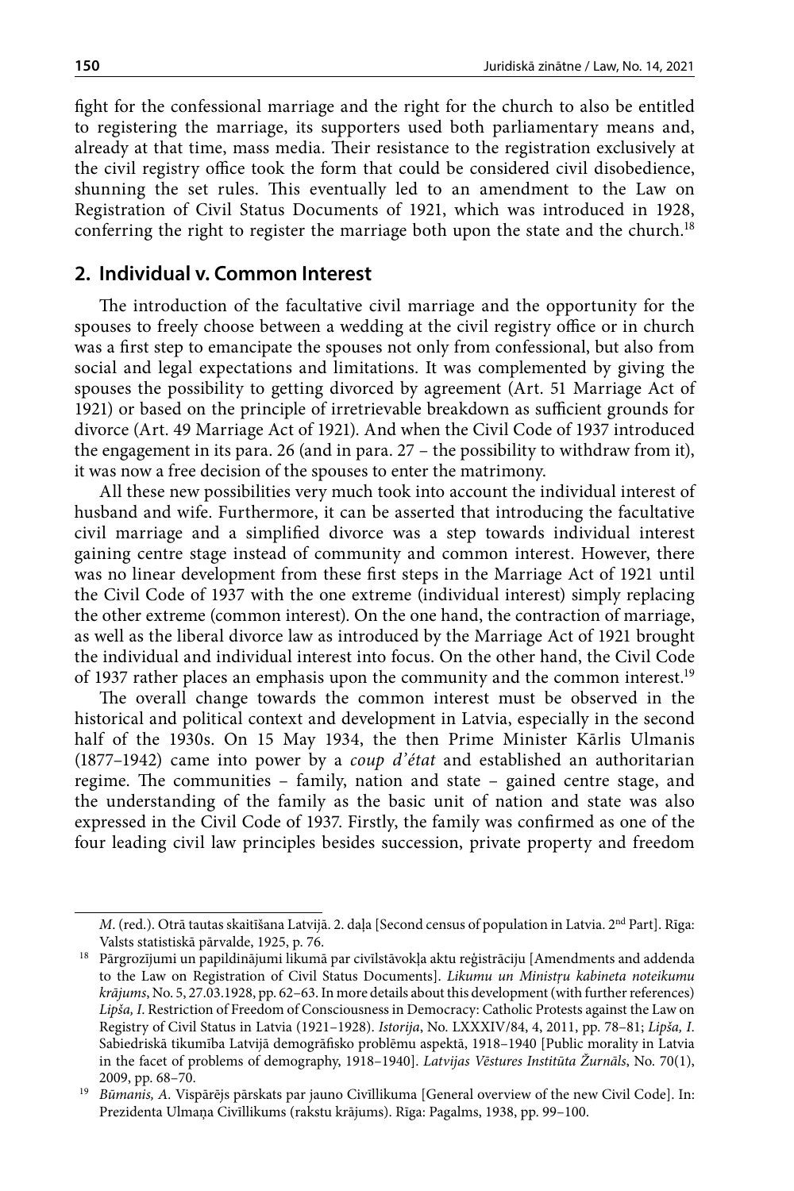fight for the confessional marriage and the right for the church to also be entitled to registering the marriage, its supporters used both parliamentary means and, already at that time, mass media. Their resistance to the registration exclusively at the civil registry office took the form that could be considered civil disobedience, shunning the set rules. This eventually led to an amendment to the Law on Registration of Civil Status Documents of 1921, which was introduced in 1928, conferring the right to register the marriage both upon the state and the church.[18]

## 2. Individual v. Common Interest

The introduction of the facultative civil marriage and the opportunity for the spouses to freely choose between a wedding at the civil registry office or in church was a first step to emancipate the spouses not only from confessional, but also from social and legal expectations and limitations. It was complemented by giving the spouses the possibility to getting divorced by agreement (Art. 51 Marriage Act of 1921) or based on the principle of irretrievable breakdown as sufficient grounds for divorce (Art. 49 Marriage Act of 1921). And when the Civil Code of 1937 introduced the engagement in its para. 26 (and in para. 27 – the possibility to withdraw from it), it was now a free decision of the spouses to enter the matrimony.

All these new possibilities very much took into account the individual interest of husband and wife. Furthermore, it can be asserted that introducing the facultative civil marriage and a simplified divorce was a step towards individual interest gaining centre stage instead of community and common interest. However, there was no linear development from these first steps in the Marriage Act of 1921 until the Civil Code of 1937 with the one extreme (individual interest) simply replacing the other extreme (common interest). On the one hand, the contraction of marriage, as well as the liberal divorce law as introduced by the Marriage Act of 1921 brought the individual and individual interest into focus. On the other hand, the Civil Code of 1937 rather places an emphasis upon the community and the common interest.[19]

The overall change towards the common interest must be observed in the historical and political context and development in Latvia, especially in the second half of the 1930s. On 15 May 1934, the then Prime Minister Kārlis Ulmanis (1877–1942) came into power by a *coup d'état* and established an authoritarian regime. The communities – family, nation and state – gained centre stage, and the understanding of the family as the basic unit of nation and state was also expressed in the Civil Code of 1937. Firstly, the family was confirmed as one of the four leading civil law principles besides succession, private property and freedom

---

*M*. (red.). Otrā tautas skaitīšana Latvijā. 2. daļa [Second census of population in Latvia. 2nd Part]. Rīga: Valsts statistiskā pārvalde, 1925, p. 76.

[18] Pārgrozījumi un papildinājumi likumā par civīlstāvokļa aktu reģistrāciju [Amendments and addenda to the Law on Registration of Civil Status Documents]. *Likumu un Ministru kabineta noteikumu krājums*, No. 5, 27.03.1928, pp. 62–63. In more details about this development (with further references) *Lipša, I*. Restriction of Freedom of Consciousness in Democracy: Catholic Protests against the Law on Registry of Civil Status in Latvia (1921–1928). *Istorija*, No. LXXXIV/84, 4, 2011, pp. 78–81; *Lipša, I*. Sabiedriskā tikumība Latvijā demogrāfisko problēmu aspektā, 1918–1940 [Public morality in Latvia in the facet of problems of demography, 1918–1940]. *Latvijas Vēstures Institūta Žurnāls*, No. 70(1), 2009, pp. 68–70.

[19] *Būmanis, A.* Vispārējs pārskats par jauno Civīllikuma [General overview of the new Civil Code]. In: Prezidenta Ulmaņa Civīllikums (rakstu krājums). Rīga: Pagalms, 1938, pp. 99–100.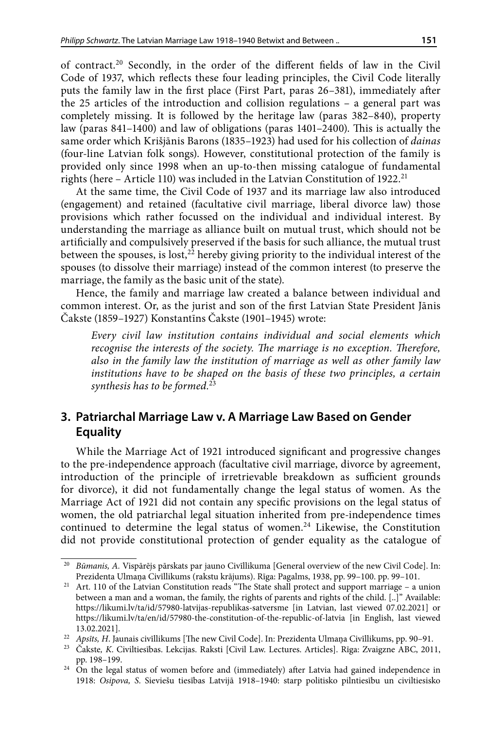of contract.[20] Secondly, in the order of the different fields of law in the Civil Code of 1937, which reflects these four leading principles, the Civil Code literally puts the family law in the first place (First Part, paras 26–381), immediately after the 25 articles of the introduction and collision regulations – a general part was completely missing. It is followed by the heritage law (paras 382–840), property law (paras 841–1400) and law of obligations (paras 1401–2400). This is actually the same order which Krišjānis Barons (1835–1923) had used for his collection of *dainas* (four-line Latvian folk songs). However, constitutional protection of the family is provided only since 1998 when an up-to-then missing catalogue of fundamental rights (here – Article 110) was included in the Latvian Constitution of 1922.[21]

At the same time, the Civil Code of 1937 and its marriage law also introduced (engagement) and retained (facultative civil marriage, liberal divorce law) those provisions which rather focussed on the individual and individual interest. By understanding the marriage as alliance built on mutual trust, which should not be artificially and compulsively preserved if the basis for such alliance, the mutual trust between the spouses, is lost,[22] hereby giving priority to the individual interest of the spouses (to dissolve their marriage) instead of the common interest (to preserve the marriage, the family as the basic unit of the state).

Hence, the family and marriage law created a balance between individual and common interest. Or, as the jurist and son of the first Latvian State President Jānis Čakste (1859–1927) Konstantīns Čakste (1901–1945) wrote:

> *Every civil law institution contains individual and social elements which recognise the interests of the society. The marriage is no exception. Therefore, also in the family law the institution of marriage as well as other family law institutions have to be shaped on the basis of these two principles, a certain synthesis has to be formed.*[23]

## 3. Patriarchal Marriage Law v. A Marriage Law Based on Gender Equality

While the Marriage Act of 1921 introduced significant and progressive changes to the pre-independence approach (facultative civil marriage, divorce by agreement, introduction of the principle of irretrievable breakdown as sufficient grounds for divorce), it did not fundamentally change the legal status of women. As the Marriage Act of 1921 did not contain any specific provisions on the legal status of women, the old patriarchal legal situation inherited from pre-independence times continued to determine the legal status of women.[24] Likewise, the Constitution did not provide constitutional protection of gender equality as the catalogue of

---

[20] *Būmanis, A.* Vispārējs pārskats par jauno Civīllikuma [General overview of the new Civil Code]. In: Prezidenta Ulmaņa Civīllikums (rakstu krājums). Rīga: Pagalms, 1938, pp. 99–100. pp. 99–101.

[21] Art. 110 of the Latvian Constitution reads "The State shall protect and support marriage – a union between a man and a woman, the family, the rights of parents and rights of the child. [..]" Available: https://likumi.lv/ta/id/57980-latvijas-republikas-satversme [in Latvian, last viewed 07.02.2021] or https://likumi.lv/ta/en/id/57980-the-constitution-of-the-republic-of-latvia [in English, last viewed 13.02.2021].

[22] *Apsīts, H.* Jaunais civīllikums [The new Civil Code]. In: Prezidenta Ulmaņa Civīllikums, pp. 90–91.

[23] *Čakste, K.* Civiltiesības. Lekcijas. Raksti [Civil Law. Lectures. Articles]. Rīga: Zvaigzne ABC, 2011, pp. 198–199.

[24] On the legal status of women before and (immediately) after Latvia had gained independence in 1918: *Osipova, S.* Sieviešu tiesības Latvijā 1918–1940: starp politisko pilntiesību un civiltiesisko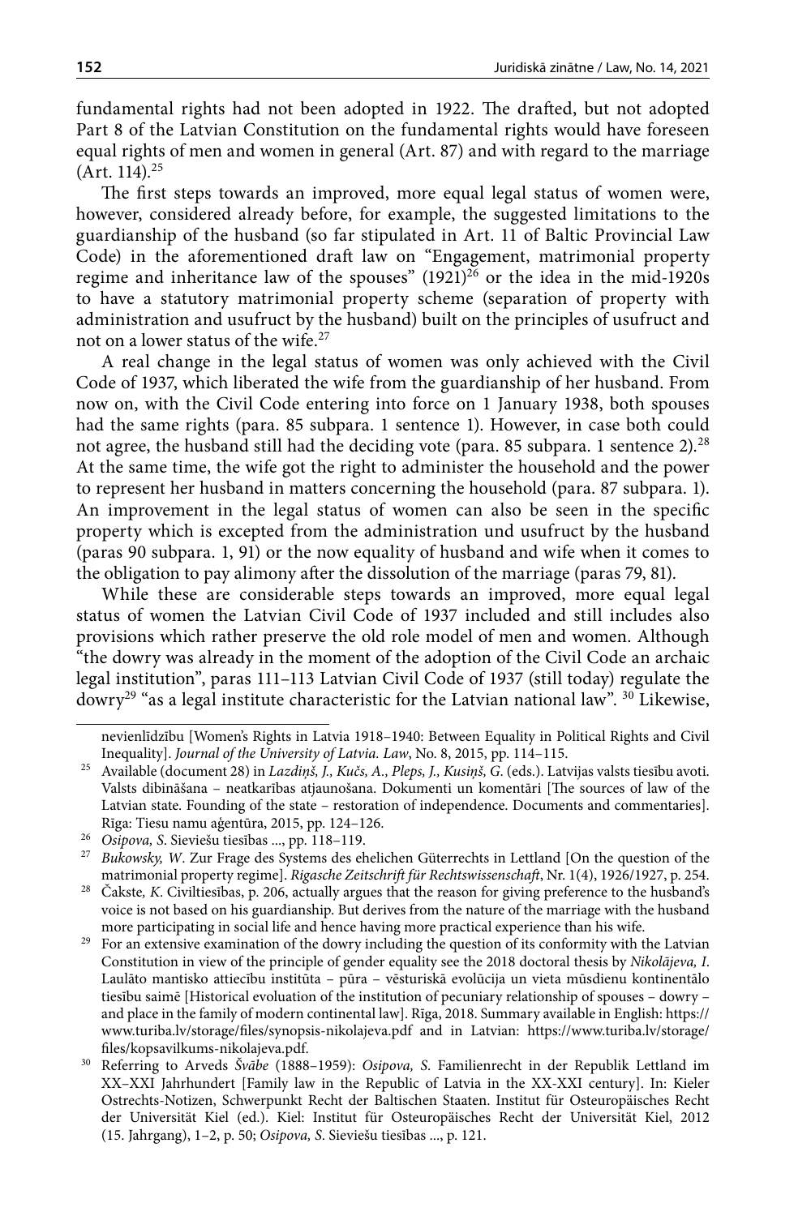fundamental rights had not been adopted in 1922. The drafted, but not adopted Part 8 of the Latvian Constitution on the fundamental rights would have foreseen equal rights of men and women in general (Art. 87) and with regard to the marriage (Art. 114).[25]

The first steps towards an improved, more equal legal status of women were, however, considered already before, for example, the suggested limitations to the guardianship of the husband (so far stipulated in Art. 11 of Baltic Provincial Law Code) in the aforementioned draft law on "Engagement, matrimonial property regime and inheritance law of the spouses" (1921)[26] or the idea in the mid-1920s to have a statutory matrimonial property scheme (separation of property with administration and usufruct by the husband) built on the principles of usufruct and not on a lower status of the wife.[27]

A real change in the legal status of women was only achieved with the Civil Code of 1937, which liberated the wife from the guardianship of her husband. From now on, with the Civil Code entering into force on 1 January 1938, both spouses had the same rights (para. 85 subpara. 1 sentence 1). However, in case both could not agree, the husband still had the deciding vote (para. 85 subpara. 1 sentence 2).[28] At the same time, the wife got the right to administer the household and the power to represent her husband in matters concerning the household (para. 87 subpara. 1). An improvement in the legal status of women can also be seen in the specific property which is excepted from the administration und usufruct by the husband (paras 90 subpara. 1, 91) or the now equality of husband and wife when it comes to the obligation to pay alimony after the dissolution of the marriage (paras 79, 81).

While these are considerable steps towards an improved, more equal legal status of women the Latvian Civil Code of 1937 included and still includes also provisions which rather preserve the old role model of men and women. Although "the dowry was already in the moment of the adoption of the Civil Code an archaic legal institution", paras 111–113 Latvian Civil Code of 1937 (still today) regulate the dowry[29] "as a legal institute characteristic for the Latvian national law". [30] Likewise,

---

nevienlīdzību [Women's Rights in Latvia 1918–1940: Between Equality in Political Rights and Civil Inequality]. *Journal of the University of Latvia. Law*, No. 8, 2015, pp. 114–115.

[25] Available (document 28) in *Lazdiņš, J., Kučs, A., Pleps, J., Kusiņš, G.* (eds.). Latvijas valsts tiesību avoti. Valsts dibināšana – neatkarības atjaunošana. Dokumenti un komentāri [The sources of law of the Latvian state. Founding of the state – restoration of independence. Documents and commentaries]. Rīga: Tiesu namu aģentūra, 2015, pp. 124–126.

[26] *Osipova, S.* Sieviešu tiesības ..., pp. 118–119.

[27] *Bukowsky, W*. Zur Frage des Systems des ehelichen Güterrechts in Lettland [On the question of the matrimonial property regime]. *Rigasche Zeitschrift für Rechtswissenschaft*, Nr. 1(4), 1926/1927, p. 254.

[28] *Čakste, K.* Civiltiesības, p. 206, actually argues that the reason for giving preference to the husband's voice is not based on his guardianship. But derives from the nature of the marriage with the husband more participating in social life and hence having more practical experience than his wife.

[29] For an extensive examination of the dowry including the question of its conformity with the Latvian Constitution in view of the principle of gender equality see the 2018 doctoral thesis by *Nikolājeva, I*. Laulāto mantisko attiecību institūta – pūra – vēsturiskā evolūcija un vieta mūsdienu kontinentālo tiesību saimē [Historical evoluation of the institution of pecuniary relationship of spouses – dowry – and place in the family of modern continental law]. Rīga, 2018. Summary available in English: https://www.turiba.lv/storage/files/synopsis-nikolajeva.pdf and in Latvian: https://www.turiba.lv/storage/files/kopsavilkums-nikolajeva.pdf.

[30] Referring to Arveds *Švābe* (1888–1959): *Osipova, S.* Familienrecht in der Republik Lettland im XX–XXI Jahrhundert [Family law in the Republic of Latvia in the XX-XXI century]. In: Kieler Ostrechts-Notizen, Schwerpunkt Recht der Baltischen Staaten. Institut für Osteuropäisches Recht der Universität Kiel (ed.). Kiel: Institut für Osteuropäisches Recht der Universität Kiel, 2012 (15. Jahrgang), 1–2, p. 50; *Osipova, S.* Sieviešu tiesības ..., p. 121.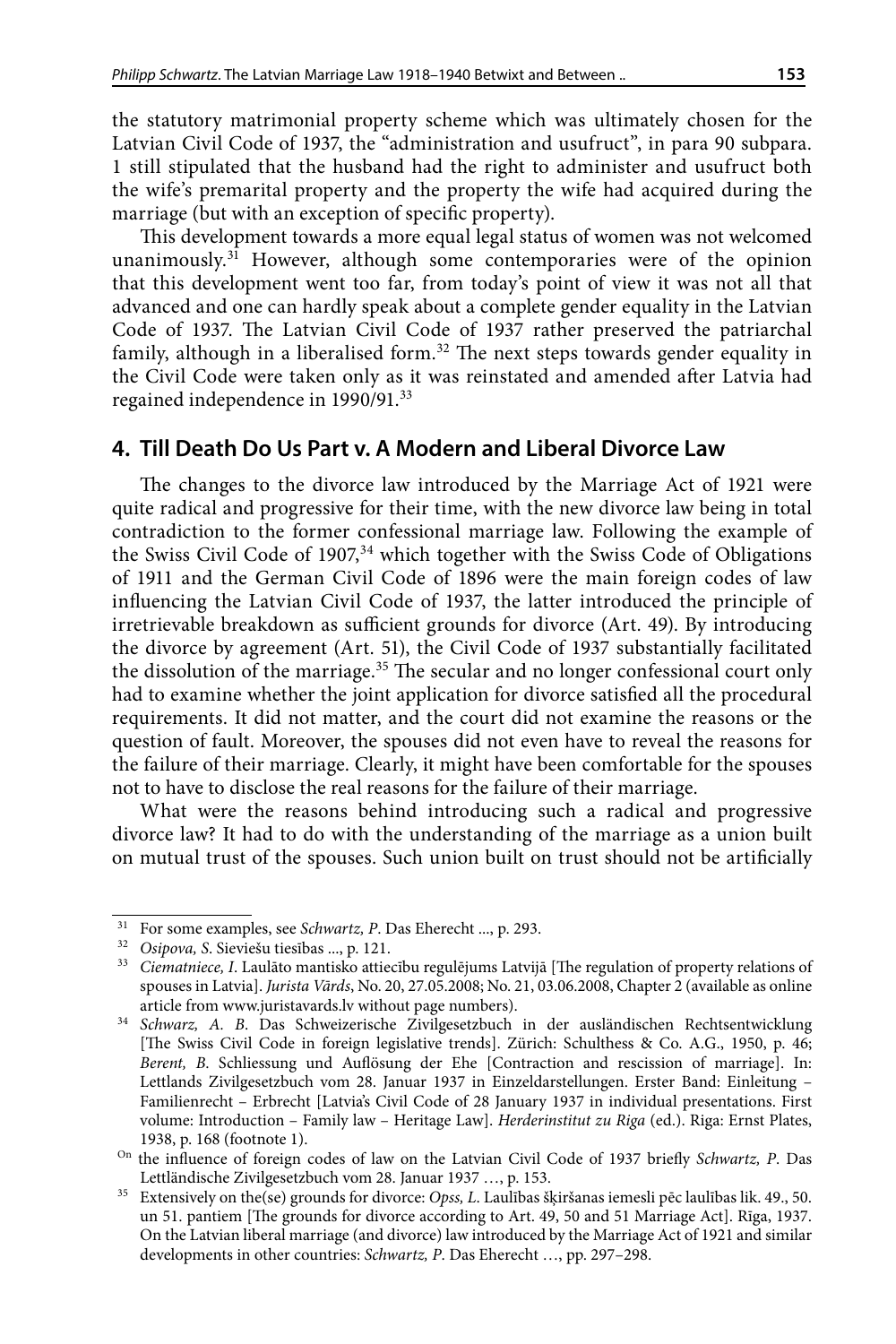the statutory matrimonial property scheme which was ultimately chosen for the Latvian Civil Code of 1937, the "administration and usufruct", in para 90 subpara. 1 still stipulated that the husband had the right to administer and usufruct both the wife's premarital property and the property the wife had acquired during the marriage (but with an exception of specific property).

This development towards a more equal legal status of women was not welcomed unanimously.[31] However, although some contemporaries were of the opinion that this development went too far, from today's point of view it was not all that advanced and one can hardly speak about a complete gender equality in the Latvian Code of 1937. The Latvian Civil Code of 1937 rather preserved the patriarchal family, although in a liberalised form.[32] The next steps towards gender equality in the Civil Code were taken only as it was reinstated and amended after Latvia had regained independence in 1990/91.[33]

## 4. Till Death Do Us Part v. A Modern and Liberal Divorce Law

The changes to the divorce law introduced by the Marriage Act of 1921 were quite radical and progressive for their time, with the new divorce law being in total contradiction to the former confessional marriage law. Following the example of the Swiss Civil Code of 1907,[34] which together with the Swiss Code of Obligations of 1911 and the German Civil Code of 1896 were the main foreign codes of law influencing the Latvian Civil Code of 1937, the latter introduced the principle of irretrievable breakdown as sufficient grounds for divorce (Art. 49). By introducing the divorce by agreement (Art. 51), the Civil Code of 1937 substantially facilitated the dissolution of the marriage.[35] The secular and no longer confessional court only had to examine whether the joint application for divorce satisfied all the procedural requirements. It did not matter, and the court did not examine the reasons or the question of fault. Moreover, the spouses did not even have to reveal the reasons for the failure of their marriage. Clearly, it might have been comfortable for the spouses not to have to disclose the real reasons for the failure of their marriage.

What were the reasons behind introducing such a radical and progressive divorce law? It had to do with the understanding of the marriage as a union built on mutual trust of the spouses. Such union built on trust should not be artificially

---

[31] For some examples, see *Schwartz, P*. Das Eherecht ..., p. 293.

[32] *Osipova, S*. Sieviešu tiesības ..., p. 121.

[33] *Ciematniece, I*. Laulāto mantisko attiecību regulējums Latvijā [The regulation of property relations of spouses in Latvia]. *Jurista Vārds*, No. 20, 27.05.2008; No. 21, 03.06.2008, Chapter 2 (available as online article from www.juristavards.lv without page numbers).

[34] *Schwarz, A. B*. Das Schweizerische Zivilgesetzbuch in der ausländischen Rechtsentwicklung [The Swiss Civil Code in foreign legislative trends]. Zürich: Schulthess & Co. A.G., 1950, p. 46; *Berent, B*. Schliessung und Auflösung der Ehe [Contraction and rescission of marriage]. In: Lettlands Zivilgesetzbuch vom 28. Januar 1937 in Einzeldarstellungen. Erster Band: Einleitung – Familienrecht – Erbrecht [Latvia's Civil Code of 28 January 1937 in individual presentations. First volume: Introduction – Family law – Heritage Law]. *Herderinstitut zu Riga* (ed.). Riga: Ernst Plates, 1938, p. 168 (footnote 1).

On the influence of foreign codes of law on the Latvian Civil Code of 1937 briefly *Schwartz, P*. Das Lettländische Zivilgesetzbuch vom 28. Januar 1937 …, p. 153.

[35] Extensively on the(se) grounds for divorce: *Opss, L*. Laulības šķiršanas iemesli pēc laulības lik. 49., 50. un 51. pantiem [The grounds for divorce according to Art. 49, 50 and 51 Marriage Act]. Rīga, 1937. On the Latvian liberal marriage (and divorce) law introduced by the Marriage Act of 1921 and similar developments in other countries: *Schwartz, P*. Das Eherecht …, pp. 297–298.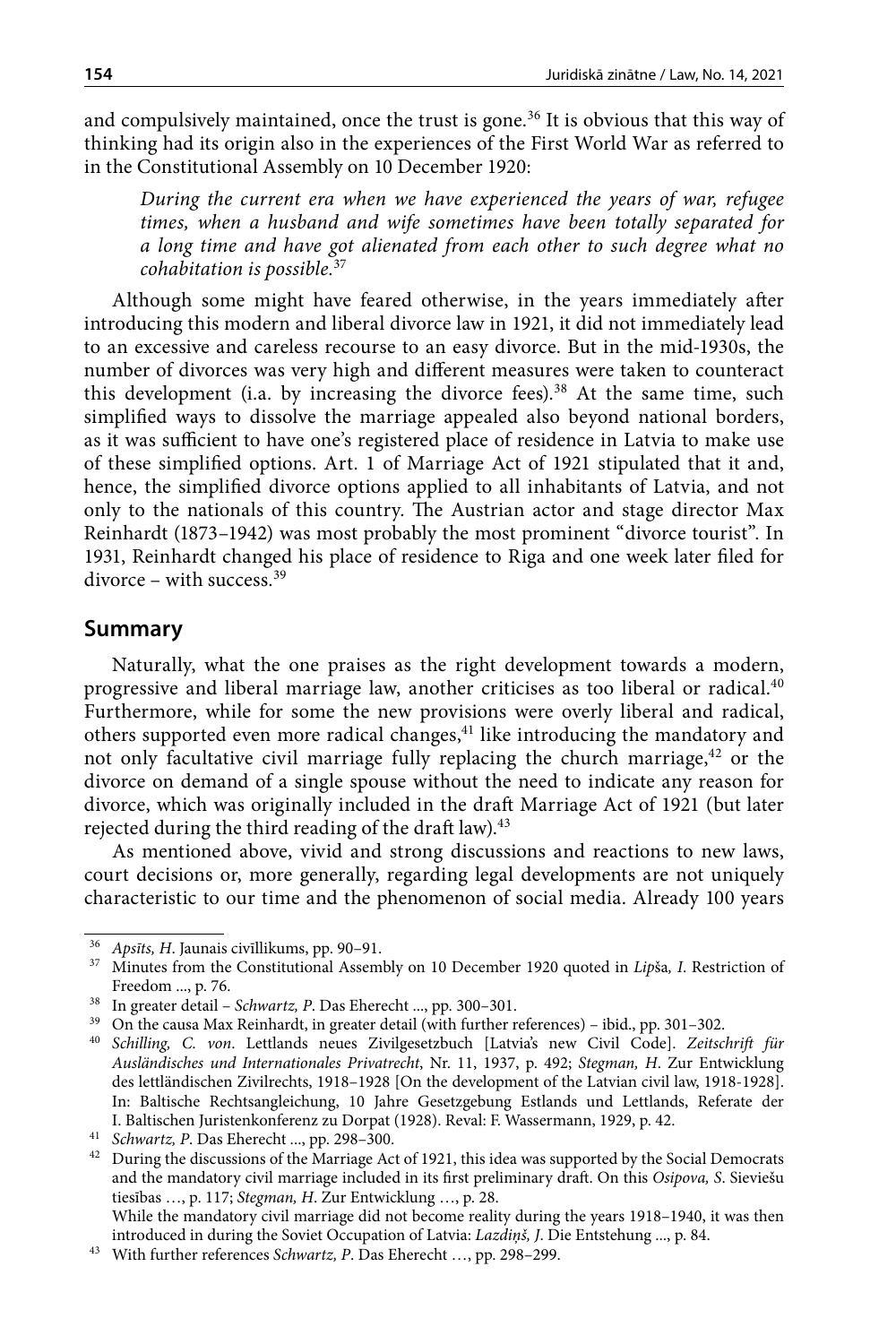and compulsively maintained, once the trust is gone.[36] It is obvious that this way of thinking had its origin also in the experiences of the First World War as referred to in the Constitutional Assembly on 10 December 1920:

> *During the current era when we have experienced the years of war, refugee times, when a husband and wife sometimes have been totally separated for a long time and have got alienated from each other to such degree what no cohabitation is possible.*[37]

Although some might have feared otherwise, in the years immediately after introducing this modern and liberal divorce law in 1921, it did not immediately lead to an excessive and careless recourse to an easy divorce. But in the mid-1930s, the number of divorces was very high and different measures were taken to counteract this development (i.a. by increasing the divorce fees).[38] At the same time, such simplified ways to dissolve the marriage appealed also beyond national borders, as it was sufficient to have one's registered place of residence in Latvia to make use of these simplified options. Art. 1 of Marriage Act of 1921 stipulated that it and, hence, the simplified divorce options applied to all inhabitants of Latvia, and not only to the nationals of this country. The Austrian actor and stage director Max Reinhardt (1873–1942) was most probably the most prominent "divorce tourist". In 1931, Reinhardt changed his place of residence to Riga and one week later filed for divorce – with success.[39]

## Summary

Naturally, what the one praises as the right development towards a modern, progressive and liberal marriage law, another criticises as too liberal or radical.[40] Furthermore, while for some the new provisions were overly liberal and radical, others supported even more radical changes,[41] like introducing the mandatory and not only facultative civil marriage fully replacing the church marriage,[42] or the divorce on demand of a single spouse without the need to indicate any reason for divorce, which was originally included in the draft Marriage Act of 1921 (but later rejected during the third reading of the draft law).[43]

As mentioned above, vivid and strong discussions and reactions to new laws, court decisions or, more generally, regarding legal developments are not uniquely characteristic to our time and the phenomenon of social media. Already 100 years

---

[36] *Apsīts, H*. Jaunais civīllikums, pp. 90–91.

[37] Minutes from the Constitutional Assembly on 10 December 1920 quoted in *Lipša, I*. Restriction of Freedom ..., p. 76.

[38] In greater detail – *Schwartz, P*. Das Eherecht ..., pp. 300–301.

[39] On the causa Max Reinhardt, in greater detail (with further references) – ibid., pp. 301–302.

[40] *Schilling, C. von*. Lettlands neues Zivilgesetzbuch [Latvia's new Civil Code]. *Zeitschrift für Ausländisches und Internationales Privatrecht*, Nr. 11, 1937, p. 492; *Stegman, H*. Zur Entwicklung des lettländischen Zivilrechts, 1918–1928 [On the development of the Latvian civil law, 1918-1928]. In: Baltische Rechtsangleichung, 10 Jahre Gesetzgebung Estlands und Lettlands, Referate der I. Baltischen Juristenkonferenz zu Dorpat (1928). Reval: F. Wassermann, 1929, p. 42.

[41] *Schwartz, P*. Das Eherecht ..., pp. 298–300.

[42] During the discussions of the Marriage Act of 1921, this idea was supported by the Social Democrats and the mandatory civil marriage included in its first preliminary draft. On this *Osipova, S*. Sieviešu tiesības …, p. 117; *Stegman, H*. Zur Entwicklung …, p. 28.
While the mandatory civil marriage did not become reality during the years 1918–1940, it was then introduced in during the Soviet Occupation of Latvia: *Lazdiņš, J*. Die Entstehung ..., p. 84.

[43] With further references *Schwartz, P*. Das Eherecht …, pp. 298–299.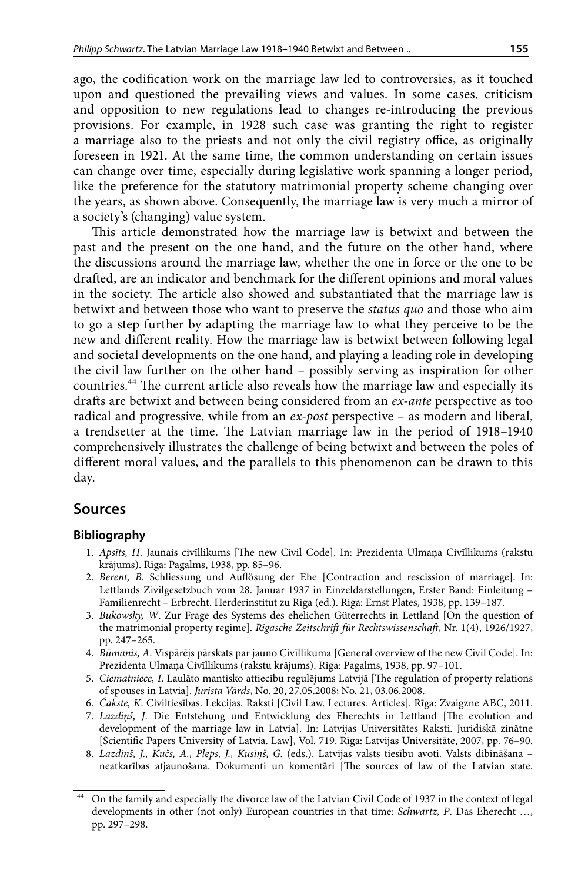ago, the codification work on the marriage law led to controversies, as it touched upon and questioned the prevailing views and values. In some cases, criticism and opposition to new regulations lead to changes re-introducing the previous provisions. For example, in 1928 such case was granting the right to register a marriage also to the priests and not only the civil registry office, as originally foreseen in 1921. At the same time, the common understanding on certain issues can change over time, especially during legislative work spanning a longer period, like the preference for the statutory matrimonial property scheme changing over the years, as shown above. Consequently, the marriage law is very much a mirror of a society's (changing) value system.

This article demonstrated how the marriage law is betwixt and between the past and the present on the one hand, and the future on the other hand, where the discussions around the marriage law, whether the one in force or the one to be drafted, are an indicator and benchmark for the different opinions and moral values in the society. The article also showed and substantiated that the marriage law is betwixt and between those who want to preserve the *status quo* and those who aim to go a step further by adapting the marriage law to what they perceive to be the new and different reality. How the marriage law is betwixt between following legal and societal developments on the one hand, and playing a leading role in developing the civil law further on the other hand – possibly serving as inspiration for other countries.[44] The current article also reveals how the marriage law and especially its drafts are betwixt and between being considered from an *ex-ante* perspective as too radical and progressive, while from an *ex-post* perspective – as modern and liberal, a trendsetter at the time. The Latvian marriage law in the period of 1918–1940 comprehensively illustrates the challenge of being betwixt and between the poles of different moral values, and the parallels to this phenomenon can be drawn to this day.

## Sources

### Bibliography

1. *Apsīts, H.* Jaunais civīllikums [The new Civil Code]. In: Prezidenta Ulmaņa Civīllikums (rakstu krājums). Rīga: Pagalms, 1938, pp. 85–96.
2. *Berent, B.* Schliessung und Auflösung der Ehe [Contraction and rescission of marriage]. In: Lettlands Zivilgesetzbuch vom 28. Januar 1937 in Einzeldarstellungen, Erster Band: Einleitung – Familienrecht – Erbrecht. Herderinstitut zu Riga (ed.). Riga: Ernst Plates, 1938, pp. 139–187.
3. *Bukowsky, W.* Zur Frage des Systems des ehelichen Güterrechts in Lettland [On the question of the matrimonial property regime]. *Rigasche Zeitschrift für Rechtswissenschaft*, Nr. 1(4), 1926/1927, pp. 247–265.
4. *Būmanis, A.* Vispārējs pārskats par jauno Civīllikuma [General overview of the new Civil Code]. In: Prezidenta Ulmaņa Civīllikums (rakstu krājums). Rīga: Pagalms, 1938, pp. 97–101.
5. *Ciematniece, I.* Laulāto mantisko attiecību regulējums Latvijā [The regulation of property relations of spouses in Latvia]. *Jurista Vārds*, No. 20, 27.05.2008; No. 21, 03.06.2008.
6. *Čakste, K.* Civiltiesības. Lekcijas. Raksti [Civil Law. Lectures. Articles]. Rīga: Zvaigzne ABC, 2011.
7. *Lazdiņš, J.* Die Entstehung und Entwicklung des Eherechts in Lettland [The evolution and development of the marriage law in Latvia]. In: Latvijas Universitātes Raksti. Juridiskā zinātne [Scientific Papers University of Latvia. Law], Vol. 719. Rīga: Latvijas Universitāte, 2007, pp. 76–90.
8. *Lazdiņš, J., Kučs, A., Pleps, J., Kusiņš, G.* (eds.). Latvijas valsts tiesību avoti. Valsts dibināšana – neatkarības atjaunošana. Dokumenti un komentāri [The sources of law of the Latvian state.

---

[44] On the family and especially the divorce law of the Latvian Civil Code of 1937 in the context of legal developments in other (not only) European countries in that time: *Schwartz, P.* Das Eherecht …, pp. 297–298.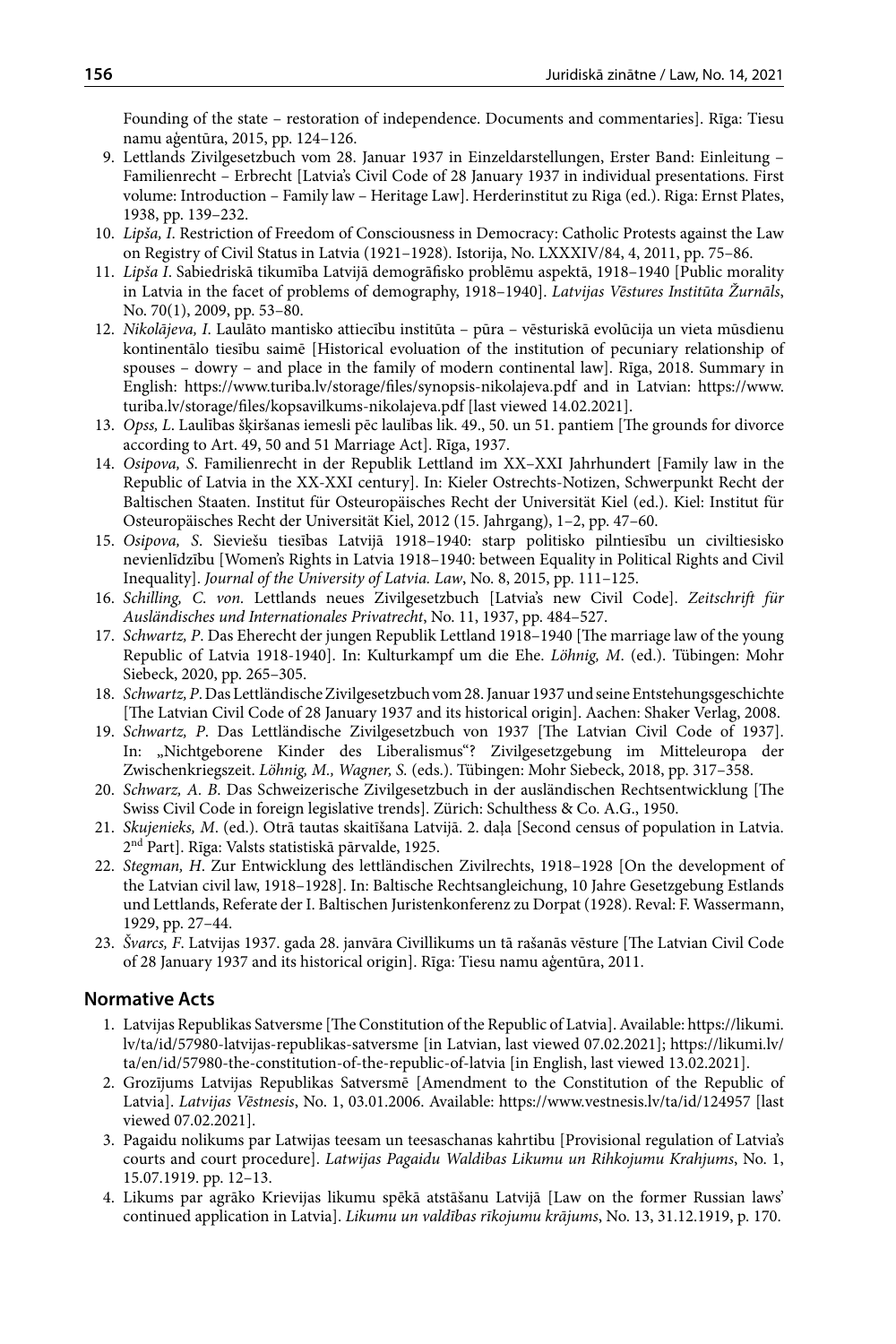Founding of the state – restoration of independence. Documents and commentaries]. Rīga: Tiesu namu aģentūra, 2015, pp. 124–126.

9. Lettlands Zivilgesetzbuch vom 28. Januar 1937 in Einzeldarstellungen, Erster Band: Einleitung – Familienrecht – Erbrecht [Latvia's Civil Code of 28 January 1937 in individual presentations. First volume: Introduction – Family law – Heritage Law]. Herderinstitut zu Riga (ed.). Riga: Ernst Plates, 1938, pp. 139–232.
10. *Lipša, I*. Restriction of Freedom of Consciousness in Democracy: Catholic Protests against the Law on Registry of Civil Status in Latvia (1921–1928). Istorija, No. LXXXIV/84, 4, 2011, pp. 75–86.
11. *Lipša I*. Sabiedriskā tikumība Latvijā demogrāfisko problēmu aspektā, 1918–1940 [Public morality in Latvia in the facet of problems of demography, 1918–1940]. *Latvijas Vēstures Institūta Žurnāls*, No. 70(1), 2009, pp. 53–80.
12. *Nikolājeva, I*. Laulāto mantisko attiecību institūta – pūra – vēsturiskā evolūcija un vieta mūsdienu kontinentālo tiesību saimē [Historical evoluation of the institution of pecuniary relationship of spouses – dowry – and place in the family of modern continental law]. Rīga, 2018. Summary in English: https://www.turiba.lv/storage/files/synopsis-nikolajeva.pdf and in Latvian: https://www.turiba.lv/storage/files/kopsavilkums-nikolajeva.pdf [last viewed 14.02.2021].
13. *Opss, L*. Laulības šķiršanas iemesli pēc laulības lik. 49., 50. un 51. pantiem [The grounds for divorce according to Art. 49, 50 and 51 Marriage Act]. Rīga, 1937.
14. *Osipova, S*. Familienrecht in der Republik Lettland im XX–XXI Jahrhundert [Family law in the Republic of Latvia in the XX-XXI century]. In: Kieler Ostrechts-Notizen, Schwerpunkt Recht der Baltischen Staaten. Institut für Osteuropäisches Recht der Universität Kiel (ed.). Kiel: Institut für Osteuropäisches Recht der Universität Kiel, 2012 (15. Jahrgang), 1–2, pp. 47–60.
15. *Osipova, S*. Sieviešu tiesības Latvijā 1918–1940: starp politisko pilntiesību un civiltiesisko nevienlīdzību [Women's Rights in Latvia 1918–1940: between Equality in Political Rights and Civil Inequality]. *Journal of the University of Latvia. Law*, No. 8, 2015, pp. 111–125.
16. *Schilling, C. von*. Lettlands neues Zivilgesetzbuch [Latvia's new Civil Code]. *Zeitschrift für Ausländisches und Internationales Privatrecht*, No. 11, 1937, pp. 484–527.
17. *Schwartz, P*. Das Eherecht der jungen Republik Lettland 1918–1940 [The marriage law of the young Republic of Latvia 1918-1940]. In: Kulturkampf um die Ehe. *Löhnig, M*. (ed.). Tübingen: Mohr Siebeck, 2020, pp. 265–305.
18. *Schwartz, P*. Das Lettländische Zivilgesetzbuch vom 28. Januar 1937 und seine Entstehungsgeschichte [The Latvian Civil Code of 28 January 1937 and its historical origin]. Aachen: Shaker Verlag, 2008.
19. *Schwartz, P*. Das Lettländische Zivilgesetzbuch von 1937 [The Latvian Civil Code of 1937]. In: „Nichtgeborene Kinder des Liberalismus"? Zivilgesetzgebung im Mitteleuropa der Zwischenkriegszeit. *Löhnig, M., Wagner, S.* (eds.). Tübingen: Mohr Siebeck, 2018, pp. 317–358.
20. *Schwarz, A. B*. Das Schweizerische Zivilgesetzbuch in der ausländischen Rechtsentwicklung [The Swiss Civil Code in foreign legislative trends]. Zürich: Schulthess & Co. A.G., 1950.
21. *Skujenieks, M*. (ed.). Otrā tautas skaitīšana Latvijā. 2. daļa [Second census of population in Latvia. 2nd Part]. Rīga: Valsts statistiskā pārvalde, 1925.
22. *Stegman, H*. Zur Entwicklung des lettländischen Zivilrechts, 1918–1928 [On the development of the Latvian civil law, 1918–1928]. In: Baltische Rechtsangleichung, 10 Jahre Gesetzgebung Estlands und Lettlands, Referate der I. Baltischen Juristenkonferenz zu Dorpat (1928). Reval: F. Wassermann, 1929, pp. 27–44.
23. *Švarcs, F*. Latvijas 1937. gada 28. janvāra Civillikums un tā rašanās vēsture [The Latvian Civil Code of 28 January 1937 and its historical origin]. Rīga: Tiesu namu aģentūra, 2011.

## Normative Acts

1. Latvijas Republikas Satversme [The Constitution of the Republic of Latvia]. Available: https://likumi.lv/ta/id/57980-latvijas-republikas-satversme [in Latvian, last viewed 07.02.2021]; https://likumi.lv/ta/en/id/57980-the-constitution-of-the-republic-of-latvia [in English, last viewed 13.02.2021].
2. Grozījums Latvijas Republikas Satversmē [Amendment to the Constitution of the Republic of Latvia]. *Latvijas Vēstnesis*, No. 1, 03.01.2006. Available: https://www.vestnesis.lv/ta/id/124957 [last viewed 07.02.2021].
3. Pagaidu nolikums par Latwijas teesam un teesaschanas kahrtibu [Provisional regulation of Latvia's courts and court procedure]. *Latwijas Pagaidu Waldibas Likumu un Rihkojumu Krahjums*, No. 1, 15.07.1919. pp. 12–13.
4. Likums par agrāko Krievijas likumu spēkā atstāšanu Latvijā [Law on the former Russian laws' continued application in Latvia]. *Likumu un valdības rīkojumu krājums*, No. 13, 31.12.1919, p. 170.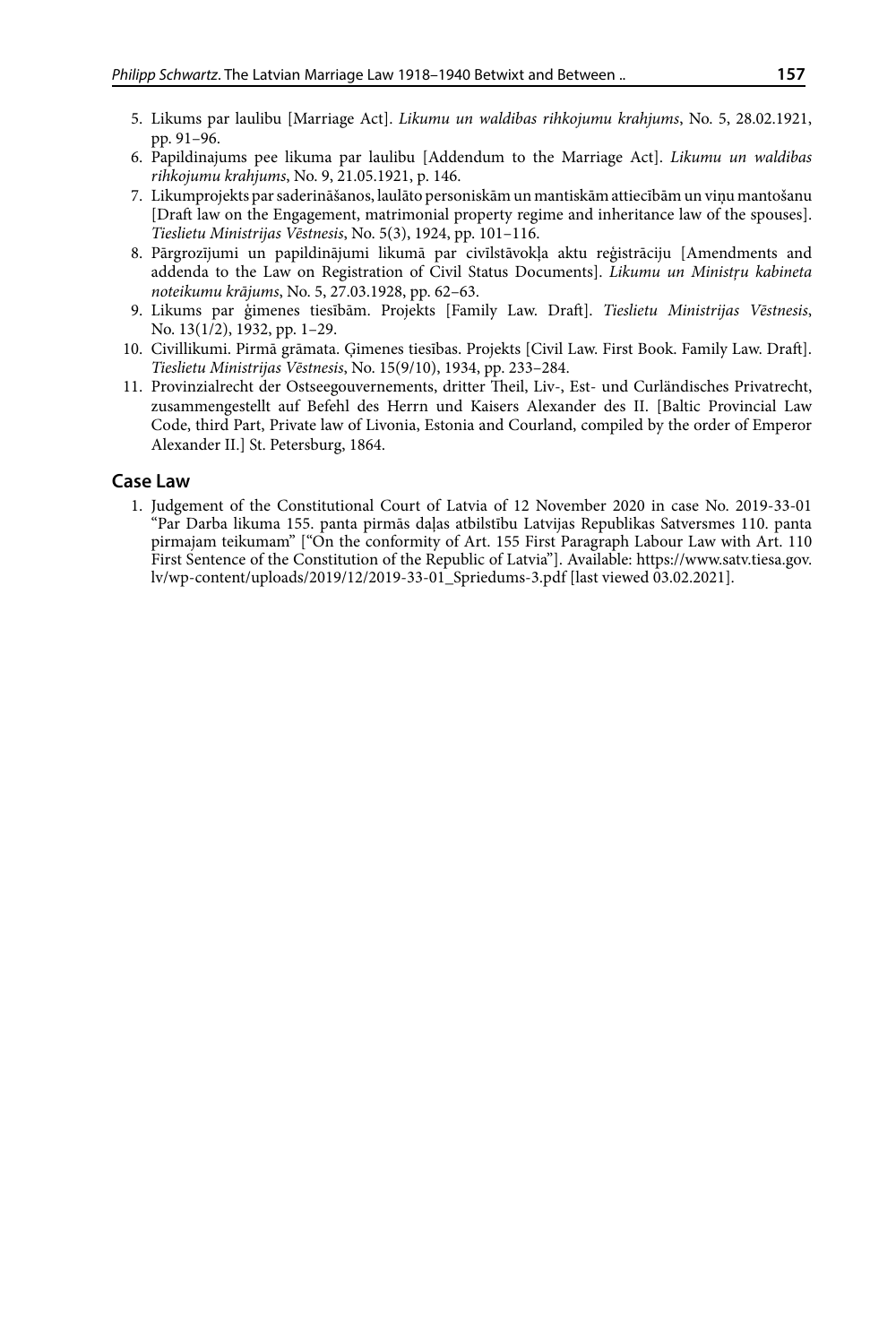5. Likums par laulibu [Marriage Act]. *Likumu un waldibas rihkojumu krahjums*, No. 5, 28.02.1921, pp. 91–96.
6. Papildinajums pee likuma par laulibu [Addendum to the Marriage Act]. *Likumu un waldibas rihkojumu krahjums*, No. 9, 21.05.1921, p. 146.
7. Likumprojekts par saderināšanos, laulāto personiskām un mantiskām attiecībām un viņu mantošanu [Draft law on the Engagement, matrimonial property regime and inheritance law of the spouses]. *Tieslietu Ministrijas Vēstnesis*, No. 5(3), 1924, pp. 101–116.
8. Pārgrozījumi un papildinājumi likumā par civīlstāvokļa aktu reģistrāciju [Amendments and addenda to the Law on Registration of Civil Status Documents]. *Likumu un Ministru kabineta noteikumu krājums*, No. 5, 27.03.1928, pp. 62–63.
9. Likums par ģimenes tiesībām. Projekts [Family Law. Draft]. *Tieslietu Ministrijas Vēstnesis*, No. 13(1/2), 1932, pp. 1–29.
10. Civillikumi. Pirmā grāmata. Ģimenes tiesības. Projekts [Civil Law. First Book. Family Law. Draft]. *Tieslietu Ministrijas Vēstnesis*, No. 15(9/10), 1934, pp. 233–284.
11. Provinzialrecht der Ostseegouvernements, dritter Theil, Liv-, Est- und Curländisches Privatrecht, zusammengestellt auf Befehl des Herrn und Kaisers Alexander des II. [Baltic Provincial Law Code, third Part, Private law of Livonia, Estonia and Courland, compiled by the order of Emperor Alexander II.] St. Petersburg, 1864.

## Case Law

1. Judgement of the Constitutional Court of Latvia of 12 November 2020 in case No. 2019-33-01 "Par Darba likuma 155. panta pirmās daļas atbilstību Latvijas Republikas Satversmes 110. panta pirmajam teikumam" ["On the conformity of Art. 155 First Paragraph Labour Law with Art. 110 First Sentence of the Constitution of the Republic of Latvia"]. Available: https://www.satv.tiesa.gov.lv/wp-content/uploads/2019/12/2019-33-01_Spriedums-3.pdf [last viewed 03.02.2021].